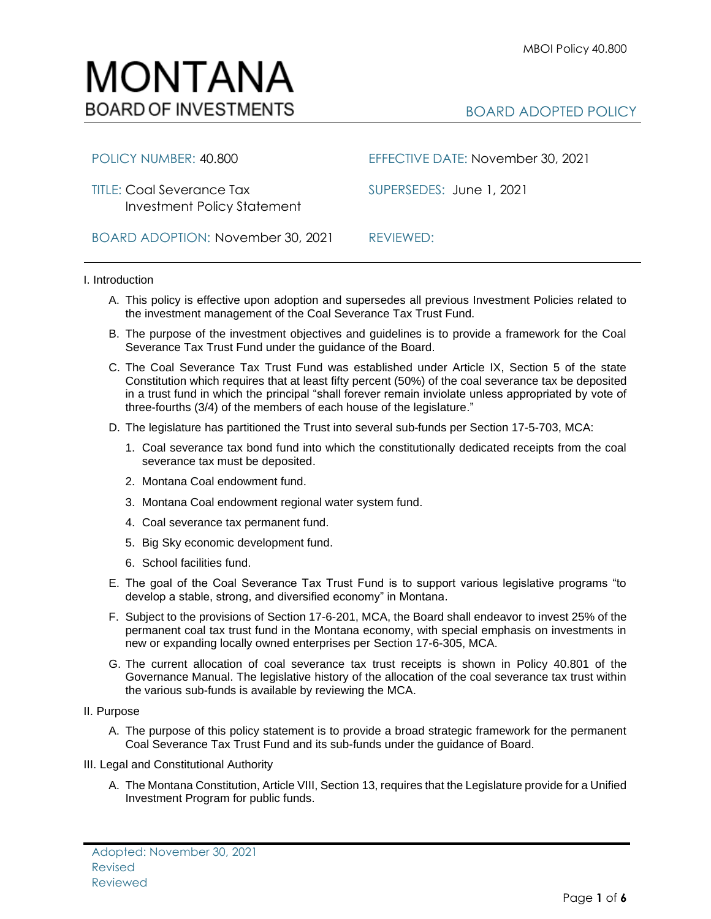# MONTANA
## BOARD OF INVESTMENTS

MBOI Policy 40.800

BOARD ADOPTED POLICY

| | |
|---|---|
| POLICY NUMBER: 40.800 | EFFECTIVE DATE: November 30, 2021 |
| TITLE: Coal Severance Tax Investment Policy Statement | SUPERSEDES: June 1, 2021 |
| BOARD ADOPTION: November 30, 2021 | REVIEWED: |

I. Introduction

A. This policy is effective upon adoption and supersedes all previous Investment Policies related to the investment management of the Coal Severance Tax Trust Fund.

B. The purpose of the investment objectives and guidelines is to provide a framework for the Coal Severance Tax Trust Fund under the guidance of the Board.

C. The Coal Severance Tax Trust Fund was established under Article IX, Section 5 of the state Constitution which requires that at least fifty percent (50%) of the coal severance tax be deposited in a trust fund in which the principal "shall forever remain inviolate unless appropriated by vote of three-fourths (3/4) of the members of each house of the legislature."

D. The legislature has partitioned the Trust into several sub-funds per Section 17-5-703, MCA:

1. Coal severance tax bond fund into which the constitutionally dedicated receipts from the coal severance tax must be deposited.
2. Montana Coal endowment fund.
3. Montana Coal endowment regional water system fund.
4. Coal severance tax permanent fund.
5. Big Sky economic development fund.
6. School facilities fund.

E. The goal of the Coal Severance Tax Trust Fund is to support various legislative programs "to develop a stable, strong, and diversified economy" in Montana.

F. Subject to the provisions of Section 17-6-201, MCA, the Board shall endeavor to invest 25% of the permanent coal tax trust fund in the Montana economy, with special emphasis on investments in new or expanding locally owned enterprises per Section 17-6-305, MCA.

G. The current allocation of coal severance tax trust receipts is shown in Policy 40.801 of the Governance Manual. The legislative history of the allocation of the coal severance tax trust within the various sub-funds is available by reviewing the MCA.

II. Purpose

A. The purpose of this policy statement is to provide a broad strategic framework for the permanent Coal Severance Tax Trust Fund and its sub-funds under the guidance of Board.

III. Legal and Constitutional Authority

A. The Montana Constitution, Article VIII, Section 13, requires that the Legislature provide for a Unified Investment Program for public funds.

Adopted: November 30, 2021
Revised
Reviewed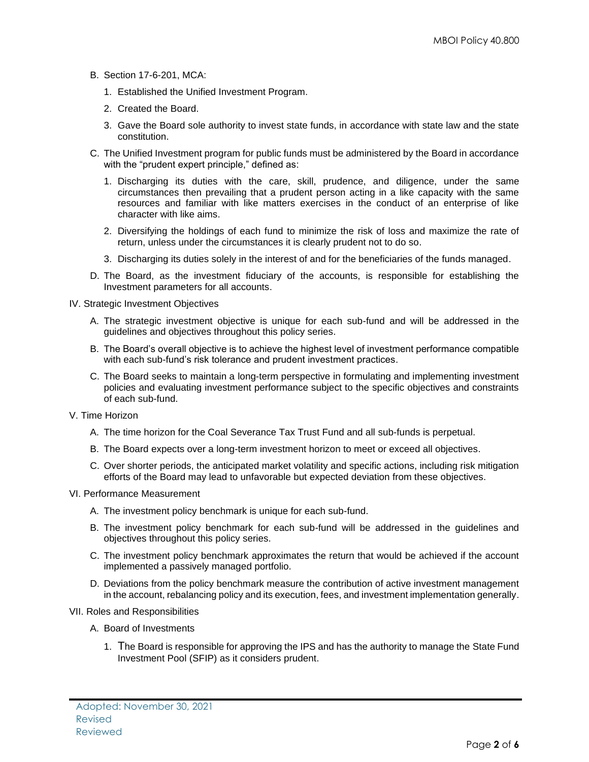B. Section 17-6-201, MCA:

1. Established the Unified Investment Program.
2. Created the Board.
3. Gave the Board sole authority to invest state funds, in accordance with state law and the state constitution.

C. The Unified Investment program for public funds must be administered by the Board in accordance with the "prudent expert principle," defined as:

1. Discharging its duties with the care, skill, prudence, and diligence, under the same circumstances then prevailing that a prudent person acting in a like capacity with the same resources and familiar with like matters exercises in the conduct of an enterprise of like character with like aims.
2. Diversifying the holdings of each fund to minimize the risk of loss and maximize the rate of return, unless under the circumstances it is clearly prudent not to do so.
3. Discharging its duties solely in the interest of and for the beneficiaries of the funds managed.

D. The Board, as the investment fiduciary of the accounts, is responsible for establishing the Investment parameters for all accounts.

IV. Strategic Investment Objectives

A. The strategic investment objective is unique for each sub-fund and will be addressed in the guidelines and objectives throughout this policy series.

B. The Board's overall objective is to achieve the highest level of investment performance compatible with each sub-fund's risk tolerance and prudent investment practices.

C. The Board seeks to maintain a long-term perspective in formulating and implementing investment policies and evaluating investment performance subject to the specific objectives and constraints of each sub-fund.

V. Time Horizon

A. The time horizon for the Coal Severance Tax Trust Fund and all sub-funds is perpetual.

B. The Board expects over a long-term investment horizon to meet or exceed all objectives.

C. Over shorter periods, the anticipated market volatility and specific actions, including risk mitigation efforts of the Board may lead to unfavorable but expected deviation from these objectives.

VI. Performance Measurement

A. The investment policy benchmark is unique for each sub-fund.

B. The investment policy benchmark for each sub-fund will be addressed in the guidelines and objectives throughout this policy series.

C. The investment policy benchmark approximates the return that would be achieved if the account implemented a passively managed portfolio.

D. Deviations from the policy benchmark measure the contribution of active investment management in the account, rebalancing policy and its execution, fees, and investment implementation generally.

VII. Roles and Responsibilities

A. Board of Investments

1. The Board is responsible for approving the IPS and has the authority to manage the State Fund Investment Pool (SFIP) as it considers prudent.

Adopted: November 30, 2021
Revised
Reviewed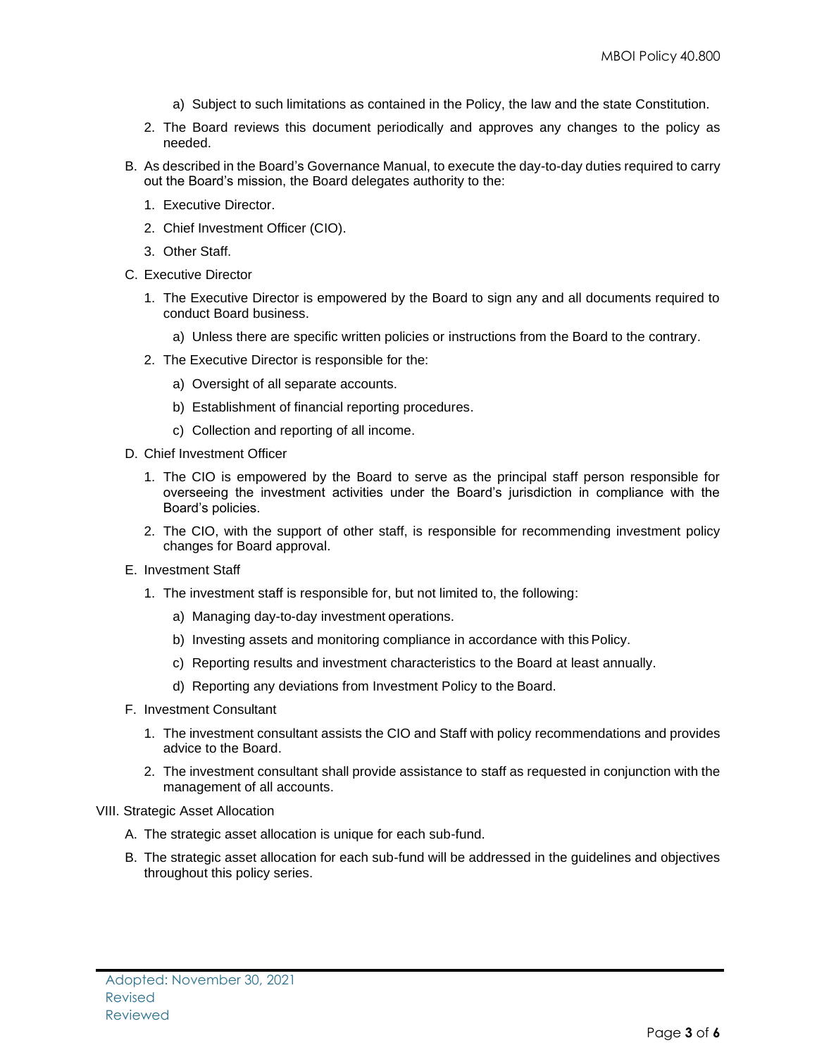a) Subject to such limitations as contained in the Policy, the law and the state Constitution.

2. The Board reviews this document periodically and approves any changes to the policy as needed.

B. As described in the Board's Governance Manual, to execute the day-to-day duties required to carry out the Board's mission, the Board delegates authority to the:

1. Executive Director.
2. Chief Investment Officer (CIO).
3. Other Staff.

C. Executive Director

1. The Executive Director is empowered by the Board to sign any and all documents required to conduct Board business.
   a) Unless there are specific written policies or instructions from the Board to the contrary.
2. The Executive Director is responsible for the:
   a) Oversight of all separate accounts.
   b) Establishment of financial reporting procedures.
   c) Collection and reporting of all income.

D. Chief Investment Officer

1. The CIO is empowered by the Board to serve as the principal staff person responsible for overseeing the investment activities under the Board's jurisdiction in compliance with the Board's policies.
2. The CIO, with the support of other staff, is responsible for recommending investment policy changes for Board approval.

E. Investment Staff

1. The investment staff is responsible for, but not limited to, the following:
   a) Managing day-to-day investment operations.
   b) Investing assets and monitoring compliance in accordance with this Policy.
   c) Reporting results and investment characteristics to the Board at least annually.
   d) Reporting any deviations from Investment Policy to the Board.

F. Investment Consultant

1. The investment consultant assists the CIO and Staff with policy recommendations and provides advice to the Board.
2. The investment consultant shall provide assistance to staff as requested in conjunction with the management of all accounts.

VIII. Strategic Asset Allocation

A. The strategic asset allocation is unique for each sub-fund.

B. The strategic asset allocation for each sub-fund will be addressed in the guidelines and objectives throughout this policy series.

Adopted: November 30, 2021
Revised
Reviewed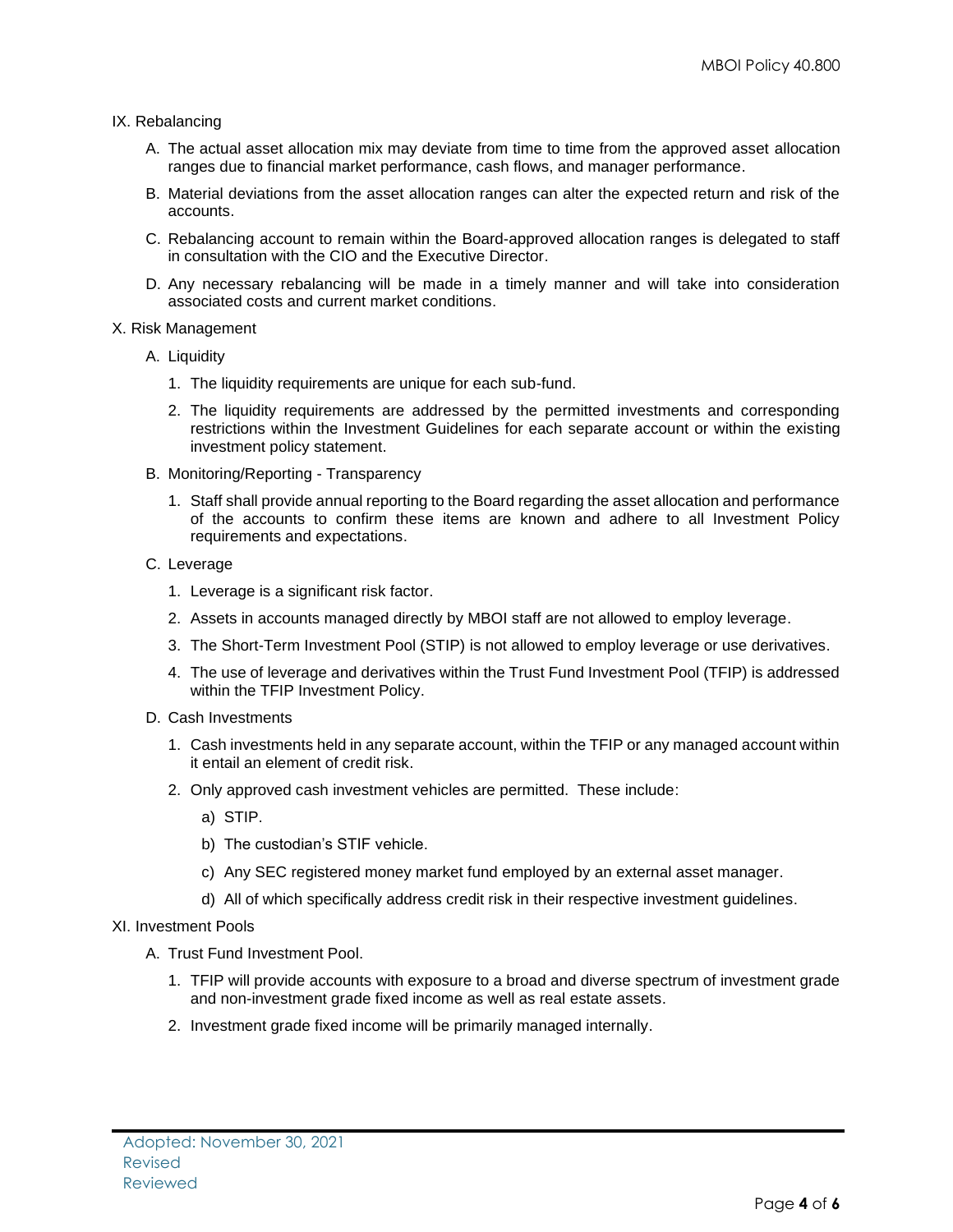## IX. Rebalancing

A. The actual asset allocation mix may deviate from time to time from the approved asset allocation ranges due to financial market performance, cash flows, and manager performance.

B. Material deviations from the asset allocation ranges can alter the expected return and risk of the accounts.

C. Rebalancing account to remain within the Board-approved allocation ranges is delegated to staff in consultation with the CIO and the Executive Director.

D. Any necessary rebalancing will be made in a timely manner and will take into consideration associated costs and current market conditions.

## X. Risk Management

A. Liquidity

1. The liquidity requirements are unique for each sub-fund.
2. The liquidity requirements are addressed by the permitted investments and corresponding restrictions within the Investment Guidelines for each separate account or within the existing investment policy statement.

B. Monitoring/Reporting - Transparency

1. Staff shall provide annual reporting to the Board regarding the asset allocation and performance of the accounts to confirm these items are known and adhere to all Investment Policy requirements and expectations.

C. Leverage

1. Leverage is a significant risk factor.
2. Assets in accounts managed directly by MBOI staff are not allowed to employ leverage.
3. The Short-Term Investment Pool (STIP) is not allowed to employ leverage or use derivatives.
4. The use of leverage and derivatives within the Trust Fund Investment Pool (TFIP) is addressed within the TFIP Investment Policy.

D. Cash Investments

1. Cash investments held in any separate account, within the TFIP or any managed account within it entail an element of credit risk.
2. Only approved cash investment vehicles are permitted. These include:
   a) STIP.
   b) The custodian's STIF vehicle.
   c) Any SEC registered money market fund employed by an external asset manager.
   d) All of which specifically address credit risk in their respective investment guidelines.

## XI. Investment Pools

A. Trust Fund Investment Pool.

1. TFIP will provide accounts with exposure to a broad and diverse spectrum of investment grade and non-investment grade fixed income as well as real estate assets.
2. Investment grade fixed income will be primarily managed internally.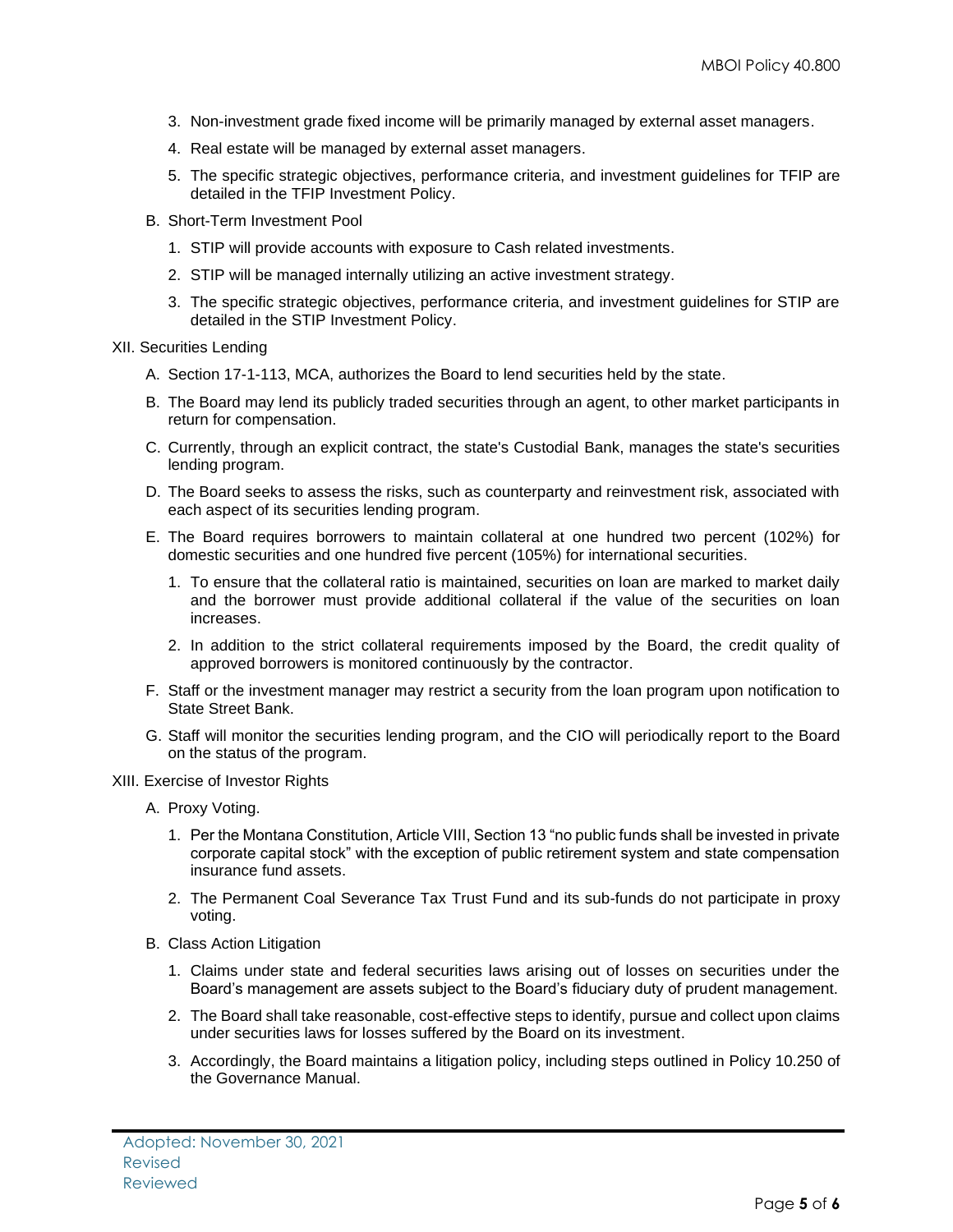3. Non-investment grade fixed income will be primarily managed by external asset managers.
4. Real estate will be managed by external asset managers.
5. The specific strategic objectives, performance criteria, and investment guidelines for TFIP are detailed in the TFIP Investment Policy.

B. Short-Term Investment Pool

1. STIP will provide accounts with exposure to Cash related investments.
2. STIP will be managed internally utilizing an active investment strategy.
3. The specific strategic objectives, performance criteria, and investment guidelines for STIP are detailed in the STIP Investment Policy.

XII. Securities Lending

A. Section 17-1-113, MCA, authorizes the Board to lend securities held by the state.

B. The Board may lend its publicly traded securities through an agent, to other market participants in return for compensation.

C. Currently, through an explicit contract, the state's Custodial Bank, manages the state's securities lending program.

D. The Board seeks to assess the risks, such as counterparty and reinvestment risk, associated with each aspect of its securities lending program.

E. The Board requires borrowers to maintain collateral at one hundred two percent (102%) for domestic securities and one hundred five percent (105%) for international securities.

1. To ensure that the collateral ratio is maintained, securities on loan are marked to market daily and the borrower must provide additional collateral if the value of the securities on loan increases.
2. In addition to the strict collateral requirements imposed by the Board, the credit quality of approved borrowers is monitored continuously by the contractor.

F. Staff or the investment manager may restrict a security from the loan program upon notification to State Street Bank.

G. Staff will monitor the securities lending program, and the CIO will periodically report to the Board on the status of the program.

XIII. Exercise of Investor Rights

A. Proxy Voting.

1. Per the Montana Constitution, Article VIII, Section 13 "no public funds shall be invested in private corporate capital stock" with the exception of public retirement system and state compensation insurance fund assets.
2. The Permanent Coal Severance Tax Trust Fund and its sub-funds do not participate in proxy voting.

B. Class Action Litigation

1. Claims under state and federal securities laws arising out of losses on securities under the Board's management are assets subject to the Board's fiduciary duty of prudent management.
2. The Board shall take reasonable, cost-effective steps to identify, pursue and collect upon claims under securities laws for losses suffered by the Board on its investment.
3. Accordingly, the Board maintains a litigation policy, including steps outlined in Policy 10.250 of the Governance Manual.

Adopted: November 30, 2021
Revised
Reviewed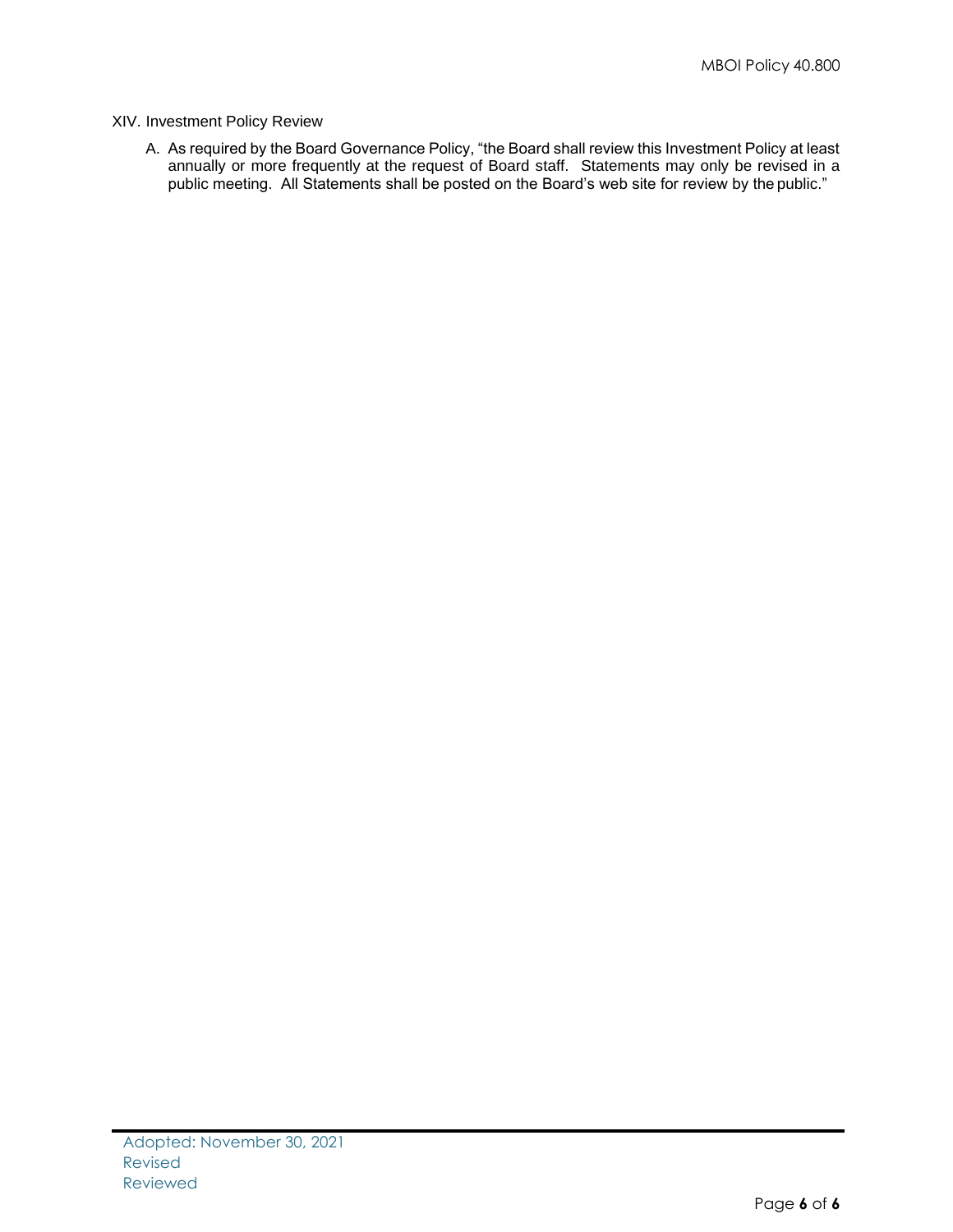## XIV. Investment Policy Review

A. As required by the Board Governance Policy, "the Board shall review this Investment Policy at least annually or more frequently at the request of Board staff. Statements may only be revised in a public meeting. All Statements shall be posted on the Board's web site for review by the public."

Adopted: November 30, 2021
Revised
Reviewed